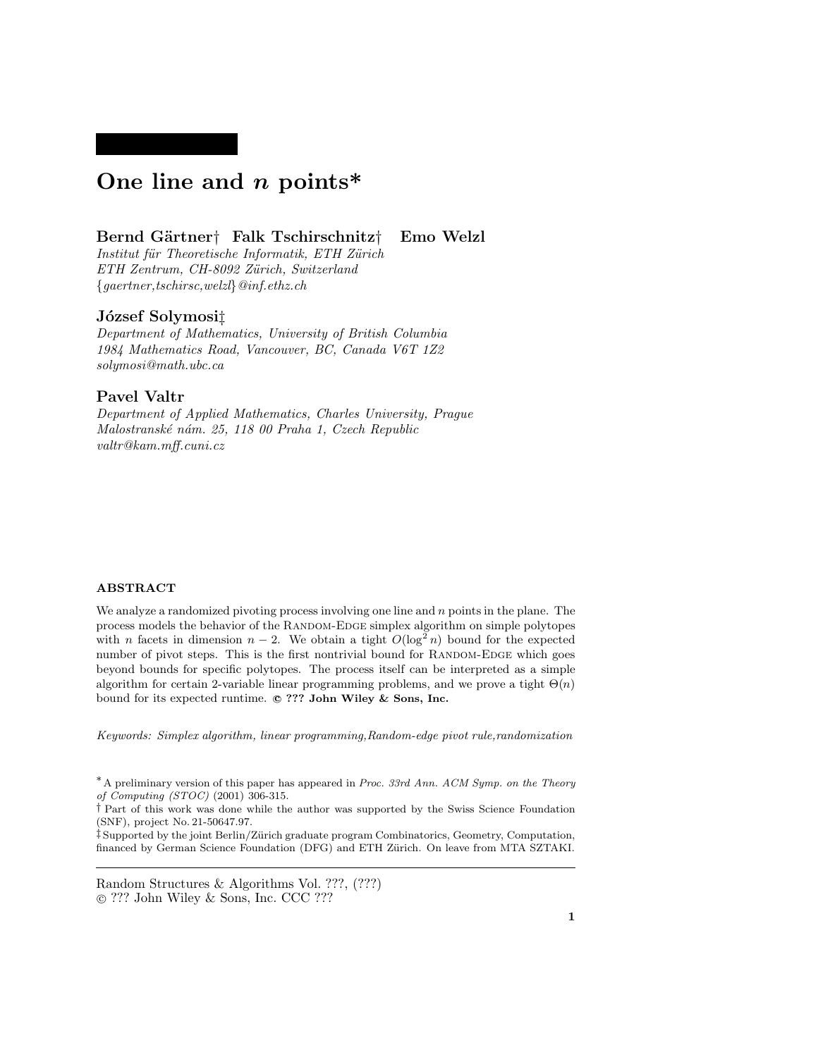# One line and $n$ points*

**Bernd Gärtner† Falk Tschirschnitz† Emo Welzl**

*Institut für Theoretische Informatik, ETH Zürich*
*ETH Zentrum, CH-8092 Zürich, Switzerland*
*{gaertner,tschirsc,welzl}@inf.ethz.ch*

**József Solymosi‡**

*Department of Mathematics, University of British Columbia*
*1984 Mathematics Road, Vancouver, BC, Canada V6T 1Z2*
*solymosi@math.ubc.ca*

**Pavel Valtr**

*Department of Applied Mathematics, Charles University, Prague*
*Malostranské nám. 25, 118 00 Praha 1, Czech Republic*
*valtr@kam.mff.cuni.cz*

#### ABSTRACT

We analyze a randomized pivoting process involving one line and $n$ points in the plane. The process models the behavior of the Random-Edge simplex algorithm on simple polytopes with $n$ facets in dimension $n-2$. We obtain a tight $O(\log^2 n)$ bound for the expected number of pivot steps. This is the first nontrivial bound for Random-Edge which goes beyond bounds for specific polytopes. The process itself can be interpreted as a simple algorithm for certain 2-variable linear programming problems, and we prove a tight $\Theta(n)$ bound for its expected runtime. **© ??? John Wiley & Sons, Inc.**

*Keywords: Simplex algorithm, linear programming,Random-edge pivot rule,randomization*

\* A preliminary version of this paper has appeared in *Proc. 33rd Ann. ACM Symp. on the Theory of Computing (STOC)* (2001) 306-315.
† Part of this work was done while the author was supported by the Swiss Science Foundation (SNF), project No. 21-50647.97.
‡ Supported by the joint Berlin/Zürich graduate program Combinatorics, Geometry, Computation, financed by German Science Foundation (DFG) and ETH Zürich. On leave from MTA SZTAKI.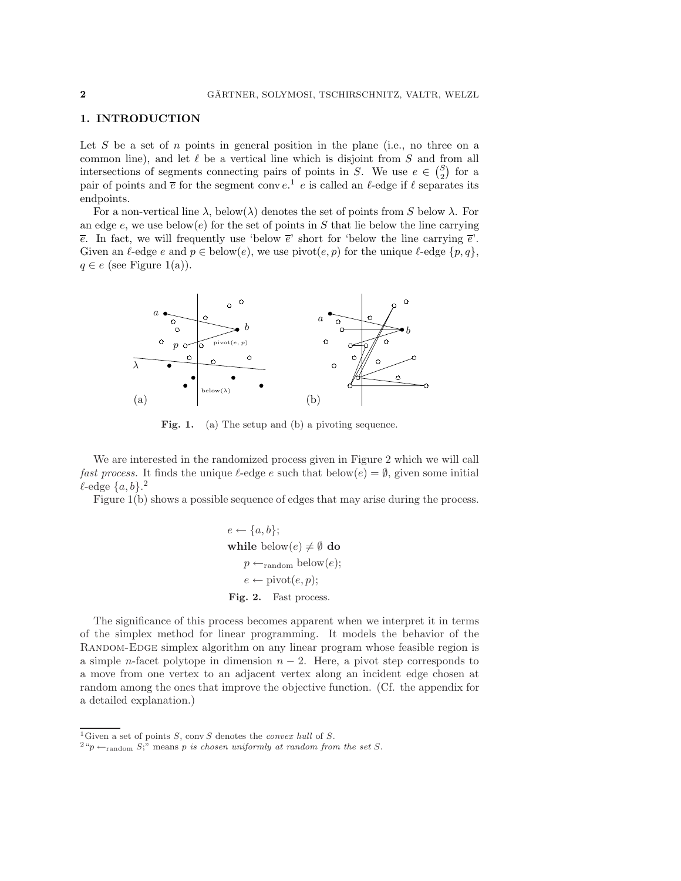## 1. INTRODUCTION

Let $S$ be a set of $n$ points in general position in the plane (i.e., no three on a common line), and let $\ell$ be a vertical line which is disjoint from $S$ and from all intersections of segments connecting pairs of points in $S$. We use $e \in \binom{S}{2}$ for a pair of points and $\overline{e}$ for the segment $\operatorname{conv} e$.[1] $e$ is called an $\ell$-edge if $\ell$ separates its endpoints.

For a non-vertical line $\lambda$, below($\lambda$) denotes the set of points from $S$ below $\lambda$. For an edge $e$, we use below($e$) for the set of points in $S$ that lie below the line carrying $\overline{e}$. In fact, we will frequently use 'below $\overline{e}$' short for 'below the line carrying $\overline{e}$'. Given an $\ell$-edge $e$ and $p \in \text{below}(e)$, we use pivot($e, p$) for the unique $\ell$-edge $\{p, q\}$, $q \in e$ (see Figure 1(a)).

**Fig. 1.** (a) The setup and (b) a pivoting sequence.

We are interested in the randomized process given in Figure 2 which we will call *fast process.* It finds the unique $\ell$-edge $e$ such that below($e$) $= \emptyset$, given some initial $\ell$-edge $\{a, b\}$.[2]

Figure 1(b) shows a possible sequence of edges that may arise during the process.

$$
\begin{aligned}
&e \leftarrow \{a, b\};\\
&\textbf{while } \text{below}(e) \neq \emptyset \textbf{ do}\\
&\quad p \leftarrow_{\text{random}} \text{below}(e);\\
&\quad e \leftarrow \text{pivot}(e, p);
\end{aligned}
$$

**Fig. 2.** Fast process.

The significance of this process becomes apparent when we interpret it in terms of the simplex method for linear programming. It models the behavior of the Random-Edge simplex algorithm on any linear program whose feasible region is a simple $n$-facet polytope in dimension $n - 2$. Here, a pivot step corresponds to a move from one vertex to an adjacent vertex along an incident edge chosen at random among the ones that improve the objective function. (Cf. the appendix for a detailed explanation.)

---

[1] Given a set of points $S$, conv $S$ denotes the *convex hull* of $S$.

[2] "$p \leftarrow_{\text{random}} S$;" means *$p$ is chosen uniformly at random from the set $S$.*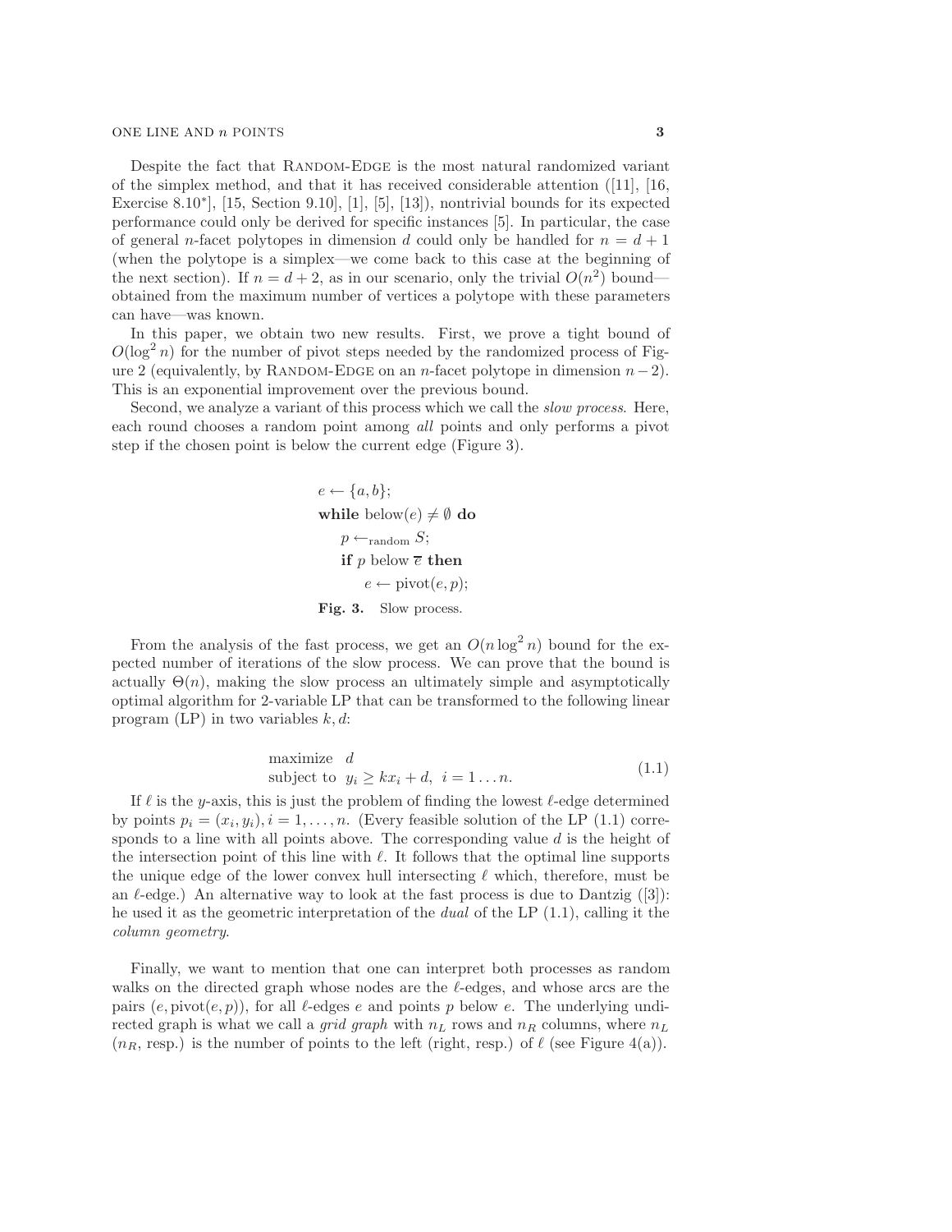Despite the fact that Random-Edge is the most natural randomized variant of the simplex method, and that it has received considerable attention ([11], [16, Exercise 8.10*], [15, Section 9.10], [1], [5], [13]), nontrivial bounds for its expected performance could only be derived for specific instances [5]. In particular, the case of general $n$-facet polytopes in dimension $d$ could only be handled for $n = d + 1$ (when the polytope is a simplex—we come back to this case at the beginning of the next section). If $n = d + 2$, as in our scenario, only the trivial $O(n^2)$ bound—obtained from the maximum number of vertices a polytope with these parameters can have—was known.

In this paper, we obtain two new results. First, we prove a tight bound of $O(\log^2 n)$ for the number of pivot steps needed by the randomized process of Figure 2 (equivalently, by Random-Edge on an $n$-facet polytope in dimension $n-2$). This is an exponential improvement over the previous bound.

Second, we analyze a variant of this process which we call the *slow process*. Here, each round chooses a random point among *all* points and only performs a pivot step if the chosen point is below the current edge (Figure 3).

```
e ← {a, b};
while below(e) ≠ ∅ do
    p ←random S;
    if p below ē then
        e ← pivot(e, p);
```

**Fig. 3.** Slow process.

From the analysis of the fast process, we get an $O(n \log^2 n)$ bound for the expected number of iterations of the slow process. We can prove that the bound is actually $\Theta(n)$, making the slow process an ultimately simple and asymptotically optimal algorithm for 2-variable LP that can be transformed to the following linear program (LP) in two variables $k, d$:

$$
\begin{aligned}
&\text{maximize} \quad d \\
&\text{subject to} \quad y_i \geq k x_i + d, \ \ i = 1 \ldots n.
\end{aligned}
\tag{1.1}
$$

If $\ell$ is the $y$-axis, this is just the problem of finding the lowest $\ell$-edge determined by points $p_i = (x_i, y_i), i = 1, \ldots, n$. (Every feasible solution of the LP (1.1) corresponds to a line with all points above. The corresponding value $d$ is the height of the intersection point of this line with $\ell$. It follows that the optimal line supports the unique edge of the lower convex hull intersecting $\ell$ which, therefore, must be an $\ell$-edge.) An alternative way to look at the fast process is due to Dantzig ([3]): he used it as the geometric interpretation of the *dual* of the LP (1.1), calling it the *column geometry*.

Finally, we want to mention that one can interpret both processes as random walks on the directed graph whose nodes are the $\ell$-edges, and whose arcs are the pairs $(e, \text{pivot}(e, p))$, for all $\ell$-edges $e$ and points $p$ below $e$. The underlying undirected graph is what we call a *grid graph* with $n_L$ rows and $n_R$ columns, where $n_L$ ($n_R$, resp.) is the number of points to the left (right, resp.) of $\ell$ (see Figure 4(a)).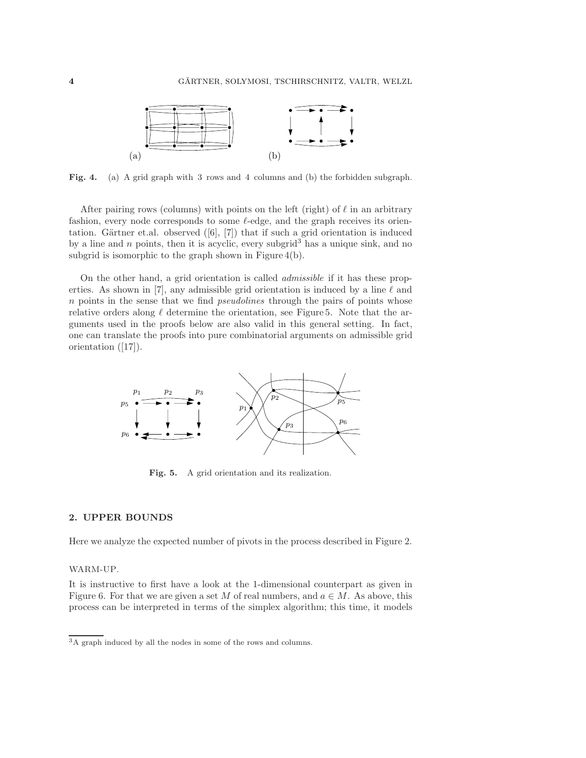**Fig. 4.** (a) A grid graph with 3 rows and 4 columns and (b) the forbidden subgraph.

After pairing rows (columns) with points on the left (right) of $\ell$ in an arbitrary fashion, every node corresponds to some $\ell$-edge, and the graph receives its orientation. Gärtner et.al. observed ([6], [7]) that if such a grid orientation is induced by a line and $n$ points, then it is acyclic, every subgrid[3] has a unique sink, and no subgrid is isomorphic to the graph shown in Figure 4(b).

On the other hand, a grid orientation is called *admissible* if it has these properties. As shown in [7], any admissible grid orientation is induced by a line $\ell$ and $n$ points in the sense that we find *pseudolines* through the pairs of points whose relative orders along $\ell$ determine the orientation, see Figure 5. Note that the arguments used in the proofs below are also valid in this general setting. In fact, one can translate the proofs into pure combinatorial arguments on admissible grid orientation ([17]).

**Fig. 5.** A grid orientation and its realization.

## 2. UPPER BOUNDS

Here we analyze the expected number of pivots in the process described in Figure 2.

### WARM-UP.

It is instructive to first have a look at the 1-dimensional counterpart as given in Figure 6. For that we are given a set $M$ of real numbers, and $a \in M$. As above, this process can be interpreted in terms of the simplex algorithm; this time, it models

[3] A graph induced by all the nodes in some of the rows and columns.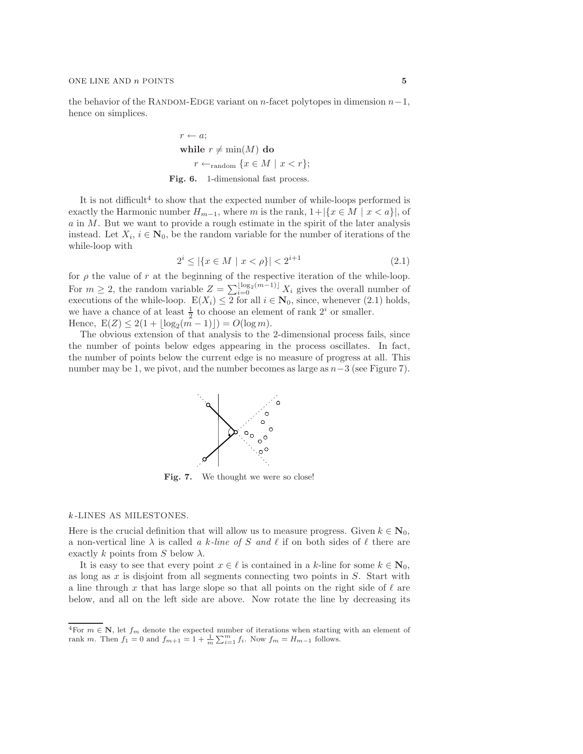the behavior of the RANDOM-EDGE variant on $n$-facet polytopes in dimension $n-1$, hence on simplices.

$$
\begin{array}{l}
r \leftarrow a; \\
\textbf{while } r \neq \min(M) \textbf{ do} \\
\quad r \leftarrow_{\text{random}} \{x \in M \mid x < r\};
\end{array}
$$

**Fig. 6.** 1-dimensional fast process.

It is not difficult[4] to show that the expected number of while-loops performed is exactly the Harmonic number $H_{m-1}$, where $m$ is the rank, $1+|\{x \in M \mid x < a\}|$, of $a$ in $M$. But we want to provide a rough estimate in the spirit of the later analysis instead. Let $X_i$, $i \in \mathbf{N}_0$, be the random variable for the number of iterations of the while-loop with

$$2^i \leq |\{x \in M \mid x < \rho\}| < 2^{i+1} \tag{2.1}$$

for $\rho$ the value of $r$ at the beginning of the respective iteration of the while-loop. For $m \geq 2$, the random variable $Z = \sum_{i=0}^{\lfloor \log_2(m-1) \rfloor} X_i$ gives the overall number of executions of the while-loop. $\mathrm{E}(X_i) \leq 2$ for all $i \in \mathbf{N}_0$, since, whenever (2.1) holds, we have a chance of at least $\frac{1}{2}$ to choose an element of rank $2^i$ or smaller. Hence, $\mathrm{E}(Z) \leq 2(1 + \lfloor \log_2(m-1) \rfloor) = O(\log m)$.

The obvious extension of that analysis to the 2-dimensional process fails, since the number of points below edges appearing in the process oscillates. In fact, the number of points below the current edge is no measure of progress at all. This number may be 1, we pivot, and the number becomes as large as $n-3$ (see Figure 7).

**Fig. 7.** We thought we were so close!

## $k$-LINES AS MILESTONES.

Here is the crucial definition that will allow us to measure progress. Given $k \in \mathbf{N}_0$, a non-vertical line $\lambda$ is called *a $k$-line of $S$ and $\ell$* if on both sides of $\ell$ there are exactly $k$ points from $S$ below $\lambda$.

It is easy to see that every point $x \in \ell$ is contained in a $k$-line for some $k \in \mathbf{N}_0$, as long as $x$ is disjoint from all segments connecting two points in $S$. Start with a line through $x$ that has large slope so that all points on the right side of $\ell$ are below, and all on the left side are above. Now rotate the line by decreasing its

[4] For $m \in \mathbf{N}$, let $f_m$ denote the expected number of iterations when starting with an element of rank $m$. Then $f_1 = 0$ and $f_{m+1} = 1 + \frac{1}{m}\sum_{i=1}^{m} f_i$. Now $f_m = H_{m-1}$ follows.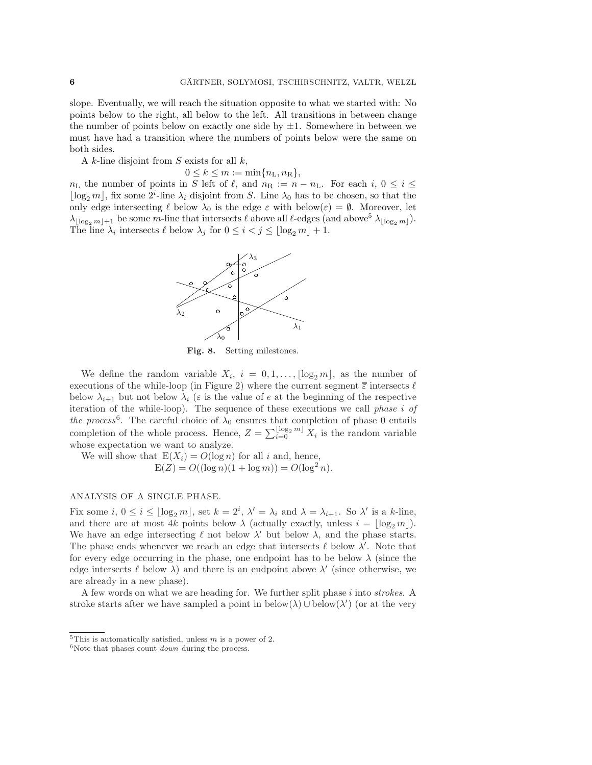slope. Eventually, we will reach the situation opposite to what we started with: No points below to the right, all below to the left. All transitions in between change the number of points below on exactly one side by $\pm 1$. Somewhere in between we must have had a transition where the numbers of points below were the same on both sides.

A $k$-line disjoint from $S$ exists for all $k$,

$$0 \leq k \leq m := \min\{n_{\mathrm{L}}, n_{\mathrm{R}}\},$$

$n_{\mathrm{L}}$ the number of points in $S$ left of $\ell$, and $n_{\mathrm{R}} := n - n_{\mathrm{L}}$. For each $i$, $0 \leq i \leq \lfloor \log_2 m \rfloor$, fix some $2^i$-line $\lambda_i$ disjoint from $S$. Line $\lambda_0$ has to be chosen, so that the only edge intersecting $\ell$ below $\lambda_0$ is the edge $\varepsilon$ with $\mathrm{below}(\varepsilon) = \emptyset$. Moreover, let $\lambda_{\lfloor \log_2 m \rfloor + 1}$ be some $m$-line that intersects $\ell$ above all $\ell$-edges (and above[5] $\lambda_{\lfloor \log_2 m \rfloor}$). The line $\lambda_i$ intersects $\ell$ below $\lambda_j$ for $0 \leq i < j \leq \lfloor \log_2 m \rfloor + 1$.

**Fig. 8.** Setting milestones.

We define the random variable $X_i$, $i = 0, 1, \ldots, \lfloor \log_2 m \rfloor$, as the number of executions of the while-loop (in Figure 2) where the current segment $\overline{\varepsilon}$ intersects $\ell$ below $\lambda_{i+1}$ but not below $\lambda_i$ ($\varepsilon$ is the value of $e$ at the beginning of the respective iteration of the while-loop). The sequence of these executions we call *phase $i$ of the process*[6]. The careful choice of $\lambda_0$ ensures that completion of phase 0 entails completion of the whole process. Hence, $Z = \sum_{i=0}^{\lfloor \log_2 m \rfloor} X_i$ is the random variable whose expectation we want to analyze.

We will show that $\mathrm{E}(X_i) = O(\log n)$ for all $i$ and, hence,

$$\mathrm{E}(Z) = O((\log n)(1 + \log m)) = O(\log^2 n).$$

ANALYSIS OF A SINGLE PHASE.

Fix some $i$, $0 \leq i \leq \lfloor \log_2 m \rfloor$, set $k = 2^i$, $\lambda' = \lambda_i$ and $\lambda = \lambda_{i+1}$. So $\lambda'$ is a $k$-line, and there are at most $4k$ points below $\lambda$ (actually exactly, unless $i = \lfloor \log_2 m \rfloor$). We have an edge intersecting $\ell$ not below $\lambda'$ but below $\lambda$, and the phase starts. The phase ends whenever we reach an edge that intersects $\ell$ below $\lambda'$. Note that for every edge occurring in the phase, one endpoint has to be below $\lambda$ (since the edge intersects $\ell$ below $\lambda$) and there is an endpoint above $\lambda'$ (since otherwise, we are already in a new phase).

A few words on what we are heading for. We further split phase $i$ into *strokes*. A stroke starts after we have sampled a point in $\mathrm{below}(\lambda) \cup \mathrm{below}(\lambda')$ (or at the very

[5] This is automatically satisfied, unless $m$ is a power of 2.

[6] Note that phases count *down* during the process.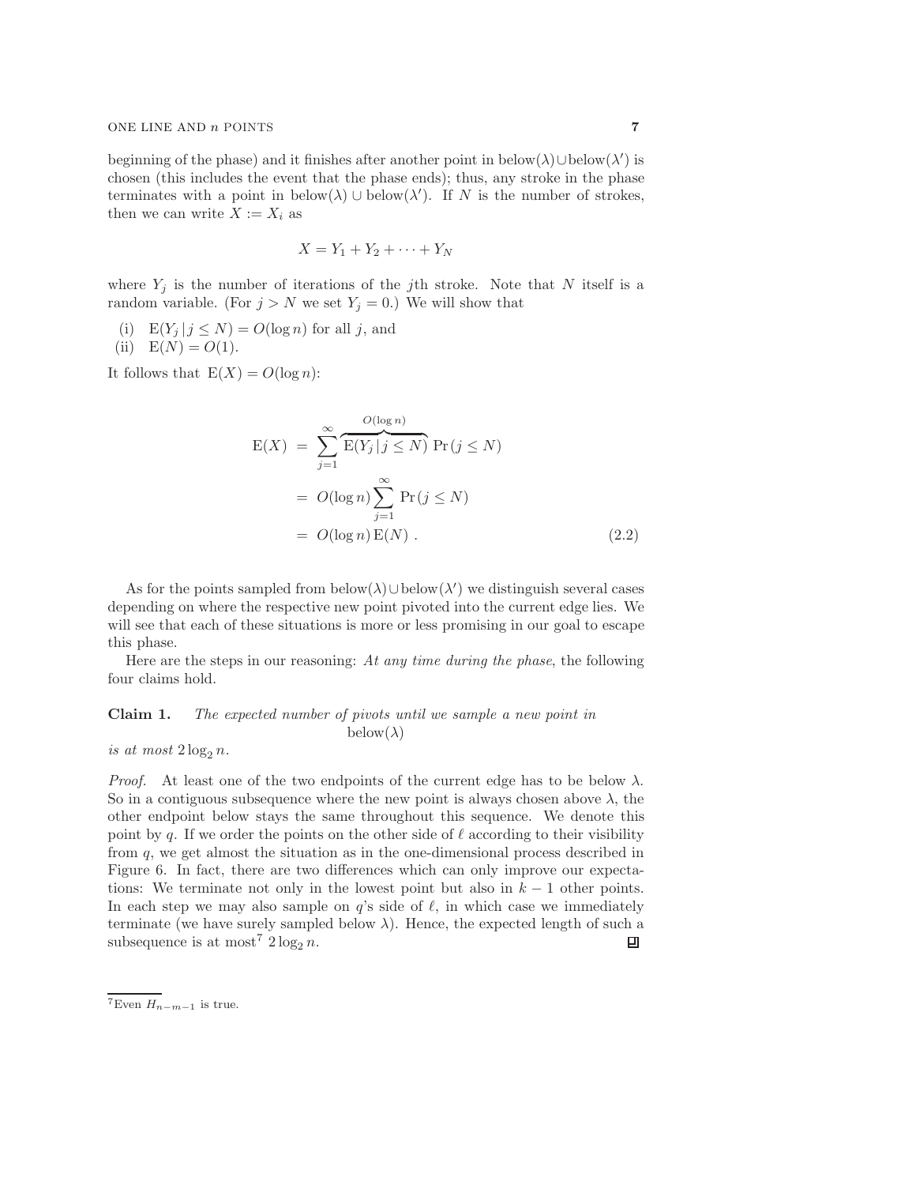beginning of the phase) and it finishes after another point in $\mathrm{below}(\lambda) \cup \mathrm{below}(\lambda')$ is chosen (this includes the event that the phase ends); thus, any stroke in the phase terminates with a point in $\mathrm{below}(\lambda) \cup \mathrm{below}(\lambda')$. If $N$ is the number of strokes, then we can write $X := X_i$ as

$$X = Y_1 + Y_2 + \cdots + Y_N$$

where $Y_j$ is the number of iterations of the $j$th stroke. Note that $N$ itself is a random variable. (For $j > N$ we set $Y_j = 0$.) We will show that

(i) $\mathrm{E}(Y_j \,|\, j \le N) = O(\log n)$ for all $j$, and
(ii) $\mathrm{E}(N) = O(1)$.

It follows that $\mathrm{E}(X) = O(\log n)$:

$$\begin{aligned}
\mathrm{E}(X) &= \sum_{j=1}^{\infty} \overbrace{\mathrm{E}(Y_j \,|\, j \le N)}^{O(\log n)} \Pr(j \le N) \\
&= O(\log n) \sum_{j=1}^{\infty} \Pr(j \le N) \\
&= O(\log n)\, \mathrm{E}(N) \;. \qquad (2.2)
\end{aligned}$$

As for the points sampled from $\mathrm{below}(\lambda) \cup \mathrm{below}(\lambda')$ we distinguish several cases depending on where the respective new point pivoted into the current edge lies. We will see that each of these situations is more or less promising in our goal to escape this phase.

Here are the steps in our reasoning: *At any time during the phase*, the following four claims hold.

**Claim 1.** *The expected number of pivots until we sample a new point in* $\mathrm{below}(\lambda)$ *is at most* $2 \log_2 n$.

*Proof.* At least one of the two endpoints of the current edge has to be below $\lambda$. So in a contiguous subsequence where the new point is always chosen above $\lambda$, the other endpoint below stays the same throughout this sequence. We denote this point by $q$. If we order the points on the other side of $\ell$ according to their visibility from $q$, we get almost the situation as in the one-dimensional process described in Figure 6. In fact, there are two differences which can only improve our expectations: We terminate not only in the lowest point but also in $k-1$ other points. In each step we may also sample on $q$'s side of $\ell$, in which case we immediately terminate (we have surely sampled below $\lambda$). Hence, the expected length of such a subsequence is at most[7] $2 \log_2 n$. ∎

[7] Even $H_{n-m-1}$ is true.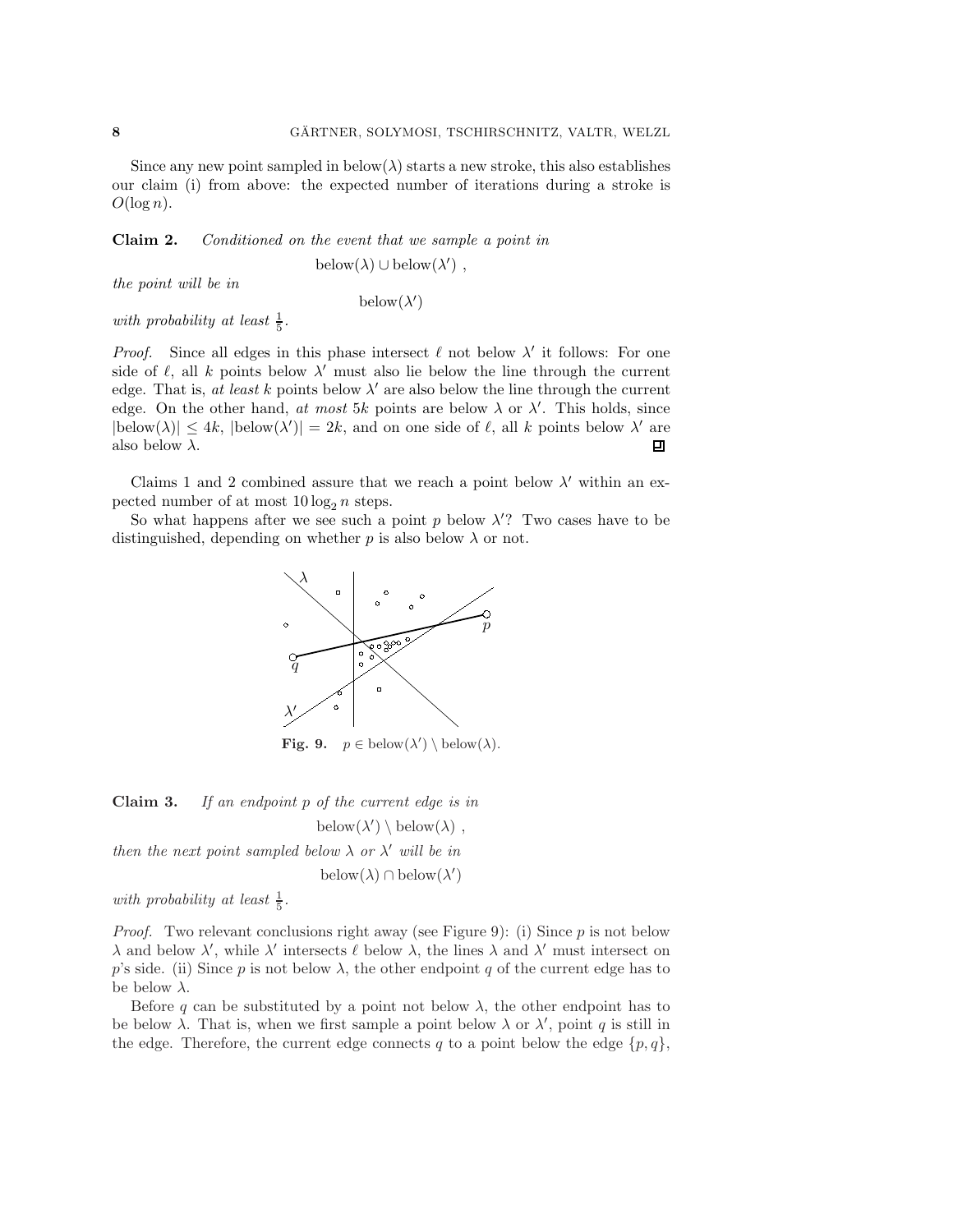Since any new point sampled in below($\lambda$) starts a new stroke, this also establishes our claim (i) from above: the expected number of iterations during a stroke is $O(\log n)$.

**Claim 2.** *Conditioned on the event that we sample a point in*

$$\text{below}(\lambda) \cup \text{below}(\lambda') ,$$

*the point will be in*

$$\text{below}(\lambda')$$

*with probability at least* $\frac{1}{5}$.

*Proof.* Since all edges in this phase intersect $\ell$ not below $\lambda'$ it follows: For one side of $\ell$, all $k$ points below $\lambda'$ must also lie below the line through the current edge. That is, *at least* $k$ points below $\lambda'$ are also below the line through the current edge. On the other hand, *at most* $5k$ points are below $\lambda$ or $\lambda'$. This holds, since $|\text{below}(\lambda)| \leq 4k$, $|\text{below}(\lambda')| = 2k$, and on one side of $\ell$, all $k$ points below $\lambda'$ are also below $\lambda$. ∎

Claims 1 and 2 combined assure that we reach a point below $\lambda'$ within an expected number of at most $10 \log_2 n$ steps.

So what happens after we see such a point $p$ below $\lambda'$? Two cases have to be distinguished, depending on whether $p$ is also below $\lambda$ or not.

**Fig. 9.** $p \in \text{below}(\lambda') \setminus \text{below}(\lambda)$.

**Claim 3.** *If an endpoint $p$ of the current edge is in*

$$\text{below}(\lambda') \setminus \text{below}(\lambda) ,$$

*then the next point sampled below $\lambda$ or $\lambda'$ will be in*

$$\text{below}(\lambda) \cap \text{below}(\lambda')$$

*with probability at least* $\frac{1}{5}$.

*Proof.* Two relevant conclusions right away (see Figure 9): (i) Since $p$ is not below $\lambda$ and below $\lambda'$, while $\lambda'$ intersects $\ell$ below $\lambda$, the lines $\lambda$ and $\lambda'$ must intersect on $p$'s side. (ii) Since $p$ is not below $\lambda$, the other endpoint $q$ of the current edge has to be below $\lambda$.

Before $q$ can be substituted by a point not below $\lambda$, the other endpoint has to be below $\lambda$. That is, when we first sample a point below $\lambda$ or $\lambda'$, point $q$ is still in the edge. Therefore, the current edge connects $q$ to a point below the edge $\{p, q\}$,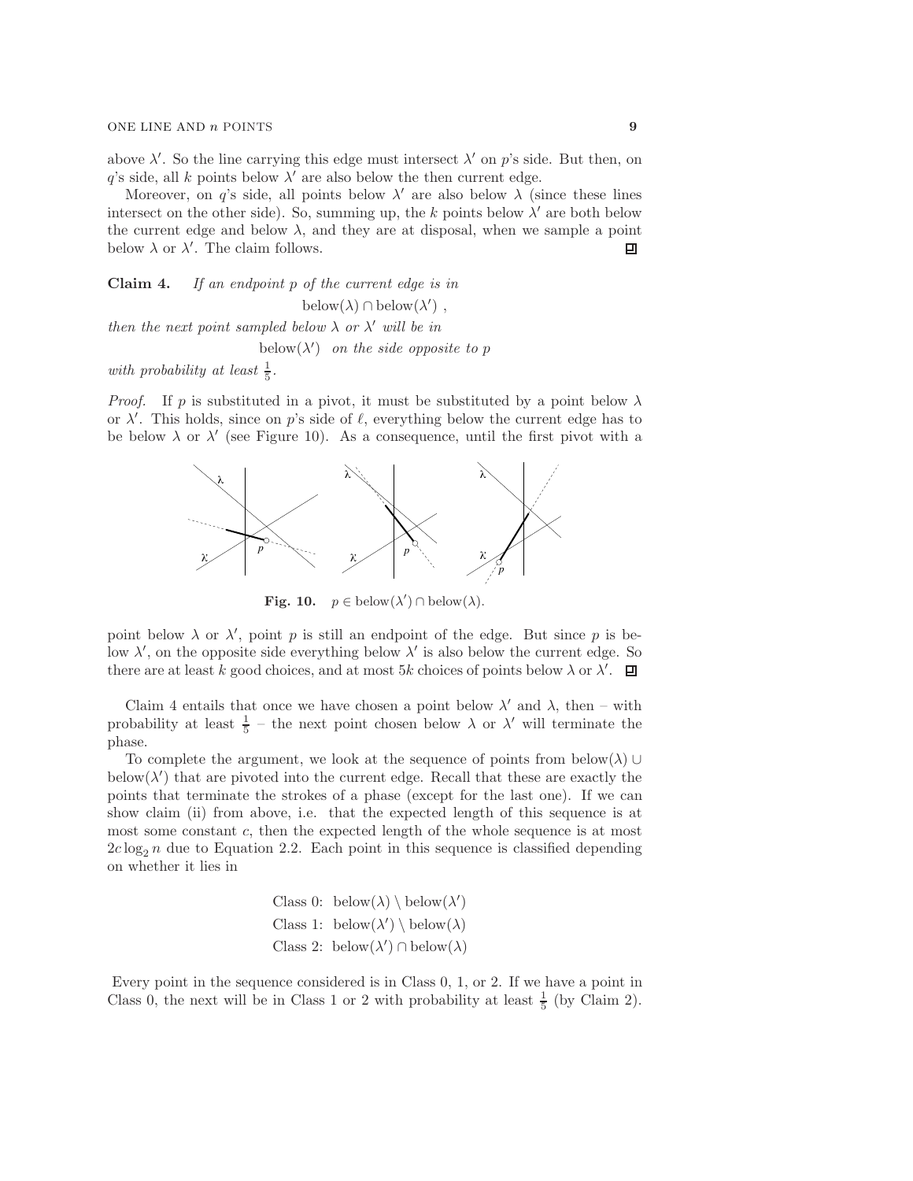above $\lambda'$. So the line carrying this edge must intersect $\lambda'$ on $p$'s side. But then, on $q$'s side, all $k$ points below $\lambda'$ are also below the then current edge.

Moreover, on $q$'s side, all points below $\lambda'$ are also below $\lambda$ (since these lines intersect on the other side). So, summing up, the $k$ points below $\lambda'$ are both below the current edge and below $\lambda$, and they are at disposal, when we sample a point below $\lambda$ or $\lambda'$. The claim follows. ◻

**Claim 4.** *If an endpoint $p$ of the current edge is in*

$$\text{below}(\lambda) \cap \text{below}(\lambda')\ ,$$

*then the next point sampled below $\lambda$ or $\lambda'$ will be in*

$$\text{below}(\lambda') \quad \textit{on the side opposite to } p$$

*with probability at least $\frac{1}{5}$.*

*Proof.* If $p$ is substituted in a pivot, it must be substituted by a point below $\lambda$ or $\lambda'$. This holds, since on $p$'s side of $\ell$, everything below the current edge has to be below $\lambda$ or $\lambda'$ (see Figure 10). As a consequence, until the first pivot with a point below $\lambda$ or $\lambda'$, point $p$ is still an endpoint of the edge. But since $p$ is below $\lambda'$, on the opposite side everything below $\lambda'$ is also below the current edge. So there are at least $k$ good choices, and at most $5k$ choices of points below $\lambda$ or $\lambda'$. ◻

**Fig. 10.** $p \in \text{below}(\lambda') \cap \text{below}(\lambda)$.

Claim 4 entails that once we have chosen a point below $\lambda'$ and $\lambda$, then – with probability at least $\frac{1}{5}$ – the next point chosen below $\lambda$ or $\lambda'$ will terminate the phase.

To complete the argument, we look at the sequence of points from $\text{below}(\lambda) \cup \text{below}(\lambda')$ that are pivoted into the current edge. Recall that these are exactly the points that terminate the strokes of a phase (except for the last one). If we can show claim (ii) from above, i.e. that the expected length of this sequence is at most some constant $c$, then the expected length of the whole sequence is at most $2c \log_2 n$ due to Equation 2.2. Each point in this sequence is classified depending on whether it lies in

$$\begin{aligned}
&\text{Class 0: } \text{below}(\lambda) \setminus \text{below}(\lambda') \\
&\text{Class 1: } \text{below}(\lambda') \setminus \text{below}(\lambda) \\
&\text{Class 2: } \text{below}(\lambda') \cap \text{below}(\lambda)
\end{aligned}$$

Every point in the sequence considered is in Class 0, 1, or 2. If we have a point in Class 0, the next will be in Class 1 or 2 with probability at least $\frac{1}{5}$ (by Claim 2).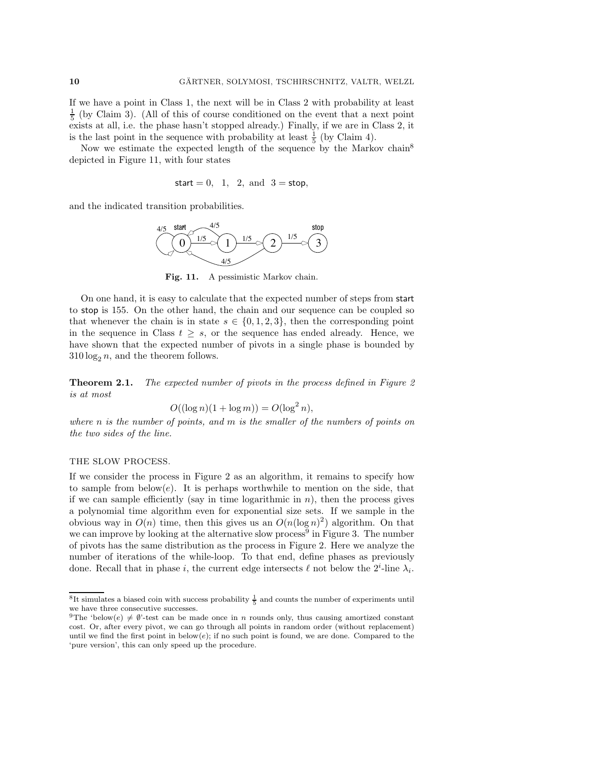If we have a point in Class 1, the next will be in Class 2 with probability at least $\frac{1}{5}$ (by Claim 3). (All of this of course conditioned on the event that a next point exists at all, i.e. the phase hasn't stopped already.) Finally, if we are in Class 2, it is the last point in the sequence with probability at least $\frac{1}{5}$ (by Claim 4).

Now we estimate the expected length of the sequence by the Markov chain[8] depicted in Figure 11, with four states

$$\mathsf{start} = 0, \quad 1, \quad 2, \text{ and } \; 3 = \mathsf{stop},$$

and the indicated transition probabilities.

**Fig. 11.** A pessimistic Markov chain.

On one hand, it is easy to calculate that the expected number of steps from start to stop is 155. On the other hand, the chain and our sequence can be coupled so that whenever the chain is in state $s \in \{0, 1, 2, 3\}$, then the corresponding point in the sequence in Class $t \geq s$, or the sequence has ended already. Hence, we have shown that the expected number of pivots in a single phase is bounded by $310 \log_2 n$, and the theorem follows.

**Theorem 2.1.** *The expected number of pivots in the process defined in Figure 2 is at most*

$$O((\log n)(1 + \log m)) = O(\log^2 n),$$

*where $n$ is the number of points, and $m$ is the smaller of the numbers of points on the two sides of the line.*

THE SLOW PROCESS.

If we consider the process in Figure 2 as an algorithm, it remains to specify how to sample from below($e$). It is perhaps worthwhile to mention on the side, that if we can sample efficiently (say in time logarithmic in $n$), then the process gives a polynomial time algorithm even for exponential size sets. If we sample in the obvious way in $O(n)$ time, then this gives us an $O(n(\log n)^2)$ algorithm. On that we can improve by looking at the alternative slow process[9] in Figure 3. The number of pivots has the same distribution as the process in Figure 2. Here we analyze the number of iterations of the while-loop. To that end, define phases as previously done. Recall that in phase $i$, the current edge intersects $\ell$ not below the $2^i$-line $\lambda_i$.

---

[8] It simulates a biased coin with success probability $\frac{1}{5}$ and counts the number of experiments until we have three consecutive successes.

[9] The 'below($e$) $\neq \emptyset$'-test can be made once in $n$ rounds only, thus causing amortized constant cost. Or, after every pivot, we can go through all points in random order (without replacement) until we find the first point in below($e$); if no such point is found, we are done. Compared to the 'pure version', this can only speed up the procedure.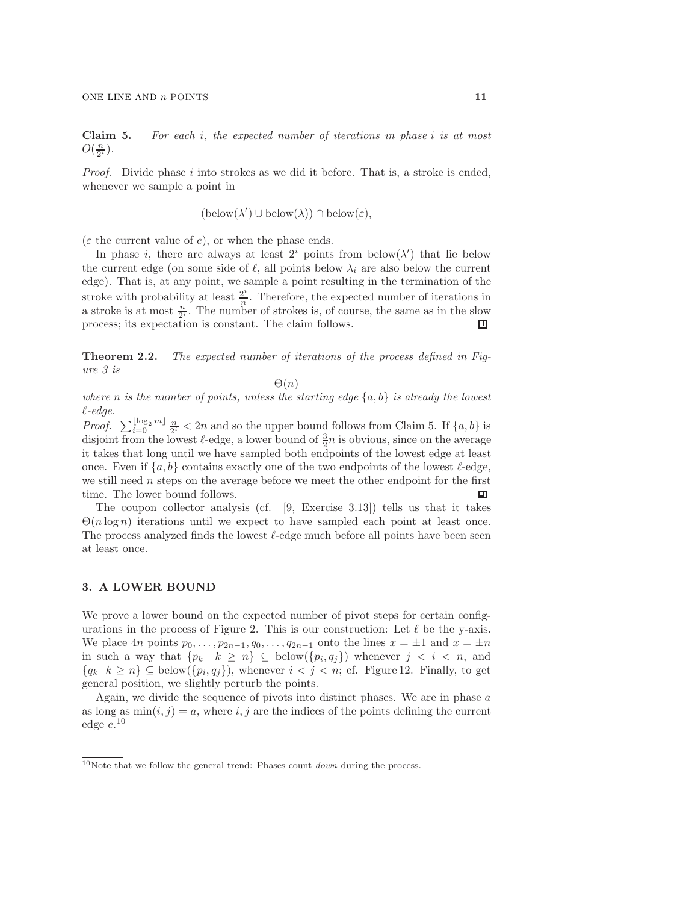**Claim 5.** *For each $i$, the expected number of iterations in phase $i$ is at most $O(\frac{n}{2^i})$.*

*Proof.* Divide phase $i$ into strokes as we did it before. That is, a stroke is ended, whenever we sample a point in

$$(\mathrm{below}(\lambda') \cup \mathrm{below}(\lambda)) \cap \mathrm{below}(\varepsilon),$$

($\varepsilon$ the current value of $e$), or when the phase ends.

In phase $i$, there are always at least $2^i$ points from below($\lambda'$) that lie below the current edge (on some side of $\ell$, all points below $\lambda_i$ are also below the current edge). That is, at any point, we sample a point resulting in the termination of the stroke with probability at least $\frac{2^i}{n}$. Therefore, the expected number of iterations in a stroke is at most $\frac{n}{2^i}$. The number of strokes is, of course, the same as in the slow process; its expectation is constant. The claim follows. ∎

**Theorem 2.2.** *The expected number of iterations of the process defined in Figure 3 is*

$$\Theta(n)$$

*where $n$ is the number of points, unless the starting edge $\{a, b\}$ is already the lowest $\ell$-edge.*

*Proof.* $\sum_{i=0}^{\lfloor \log_2 m \rfloor} \frac{n}{2^i} < 2n$ and so the upper bound follows from Claim 5. If $\{a, b\}$ is disjoint from the lowest $\ell$-edge, a lower bound of $\frac{3}{2}n$ is obvious, since on the average it takes that long until we have sampled both endpoints of the lowest edge at least once. Even if $\{a, b\}$ contains exactly one of the two endpoints of the lowest $\ell$-edge, we still need $n$ steps on the average before we meet the other endpoint for the first time. The lower bound follows. ∎

The coupon collector analysis (cf. [9, Exercise 3.13]) tells us that it takes $\Theta(n \log n)$ iterations until we expect to have sampled each point at least once. The process analyzed finds the lowest $\ell$-edge much before all points have been seen at least once.

## 3. A LOWER BOUND

We prove a lower bound on the expected number of pivot steps for certain configurations in the process of Figure 2. This is our construction: Let $\ell$ be the y-axis. We place $4n$ points $p_0, \ldots, p_{2n-1}, q_0, \ldots, q_{2n-1}$ onto the lines $x = \pm 1$ and $x = \pm n$ in such a way that $\{p_k \mid k \geq n\} \subseteq \mathrm{below}(\{p_i, q_j\})$ whenever $j < i < n$, and $\{q_k \mid k \geq n\} \subseteq \mathrm{below}(\{p_i, q_j\})$, whenever $i < j < n$; cf. Figure 12. Finally, to get general position, we slightly perturb the points.

Again, we divide the sequence of pivots into distinct phases. We are in phase $a$ as long as $\min(i, j) = a$, where $i, j$ are the indices of the points defining the current edge $e$.[10]

[10] Note that we follow the general trend: Phases count *down* during the process.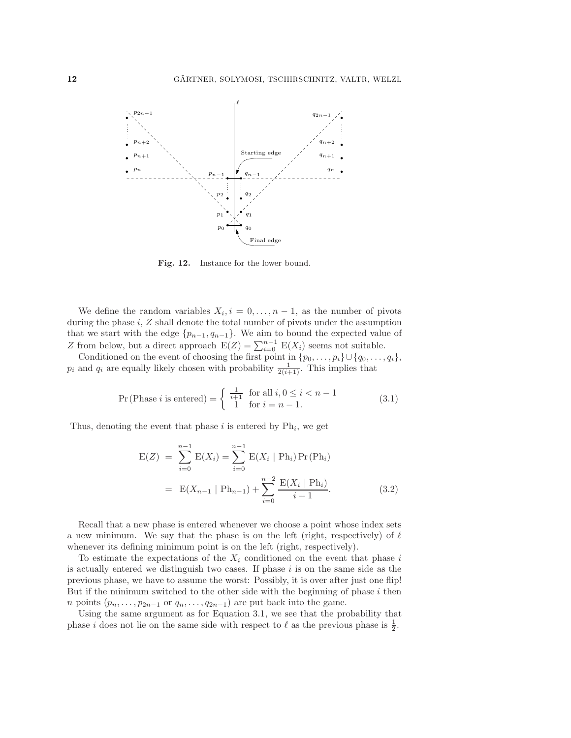**Fig. 12.** Instance for the lower bound.

We define the random variables $X_i, i = 0, \ldots, n-1$, as the number of pivots during the phase $i$, $Z$ shall denote the total number of pivots under the assumption that we start with the edge $\{p_{n-1}, q_{n-1}\}$. We aim to bound the expected value of $Z$ from below, but a direct approach $\mathrm{E}(Z) = \sum_{i=0}^{n-1} \mathrm{E}(X_i)$ seems not suitable.

Conditioned on the event of choosing the first point in $\{p_0, \ldots, p_i\} \cup \{q_0, \ldots, q_i\}$, $p_i$ and $q_i$ are equally likely chosen with probability $\frac{1}{2(i+1)}$. This implies that

$$\Pr(\text{Phase } i \text{ is entered}) = \begin{cases} \frac{1}{i+1} & \text{for all } i, 0 \le i < n-1 \\ 1 & \text{for } i = n-1. \end{cases} \tag{3.1}$$

Thus, denoting the event that phase $i$ is entered by $\mathrm{Ph}_i$, we get

$$\begin{aligned} \mathrm{E}(Z) &= \sum_{i=0}^{n-1} \mathrm{E}(X_i) = \sum_{i=0}^{n-1} \mathrm{E}(X_i \mid \mathrm{Ph}_i) \Pr(\mathrm{Ph}_i) \\ &= \mathrm{E}(X_{n-1} \mid \mathrm{Ph}_{n-1}) + \sum_{i=0}^{n-2} \frac{\mathrm{E}(X_i \mid \mathrm{Ph}_i)}{i+1}. \end{aligned} \tag{3.2}$$

Recall that a new phase is entered whenever we choose a point whose index sets a new minimum. We say that the phase is on the left (right, respectively) of $\ell$ whenever its defining minimum point is on the left (right, respectively).

To estimate the expectations of the $X_i$ conditioned on the event that phase $i$ is actually entered we distinguish two cases. If phase $i$ is on the same side as the previous phase, we have to assume the worst: Possibly, it is over after just one flip! But if the minimum switched to the other side with the beginning of phase $i$ then $n$ points ($p_n, \ldots, p_{2n-1}$ or $q_n, \ldots, q_{2n-1}$) are put back into the game.

Using the same argument as for Equation 3.1, we see that the probability that phase $i$ does not lie on the same side with respect to $\ell$ as the previous phase is $\frac{1}{2}$.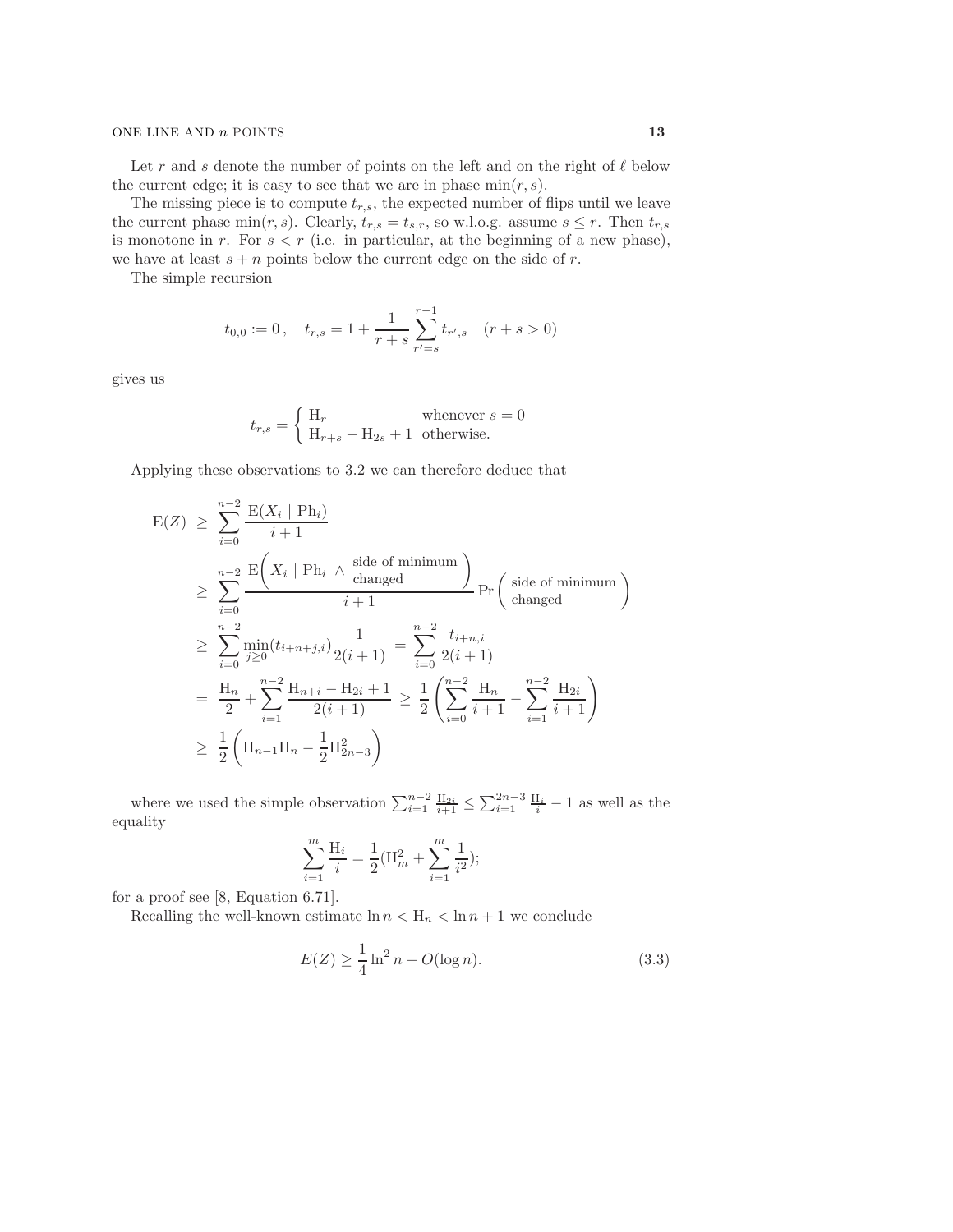Let $r$ and $s$ denote the number of points on the left and on the right of $\ell$ below the current edge; it is easy to see that we are in phase $\min(r, s)$.

The missing piece is to compute $t_{r,s}$, the expected number of flips until we leave the current phase $\min(r, s)$. Clearly, $t_{r,s} = t_{s,r}$, so w.l.o.g. assume $s \leq r$. Then $t_{r,s}$ is monotone in $r$. For $s < r$ (i.e. in particular, at the beginning of a new phase), we have at least $s + n$ points below the current edge on the side of $r$.

The simple recursion

$$t_{0,0} := 0\,, \quad t_{r,s} = 1 + \frac{1}{r+s}\sum_{r'=s}^{r-1} t_{r',s} \quad (r+s>0)$$

gives us

$$t_{r,s} = \begin{cases} \mathrm{H}_r & \text{whenever } s = 0 \\ \mathrm{H}_{r+s} - \mathrm{H}_{2s} + 1 & \text{otherwise.} \end{cases}$$

Applying these observations to 3.2 we can therefore deduce that

$$\begin{aligned}
\mathrm{E}(Z) \;&\geq\; \sum_{i=0}^{n-2} \frac{\mathrm{E}(X_i \mid \mathrm{Ph}_i)}{i+1} \\
&\geq\; \sum_{i=0}^{n-2} \frac{\mathrm{E}\biggl(X_i \mid \mathrm{Ph}_i \wedge \begin{array}{c}\text{side of minimum}\\ \text{changed}\end{array}\biggr)}{i+1}\Pr\biggl(\begin{array}{c}\text{side of minimum}\\ \text{changed}\end{array}\biggr) \\
&\geq\; \sum_{i=0}^{n-2} \min_{j\geq 0}(t_{i+n+j,i})\frac{1}{2(i+1)} \;=\; \sum_{i=0}^{n-2} \frac{t_{i+n,i}}{2(i+1)} \\
&=\; \frac{\mathrm{H}_n}{2} + \sum_{i=1}^{n-2} \frac{\mathrm{H}_{n+i} - \mathrm{H}_{2i} + 1}{2(i+1)} \;\geq\; \frac{1}{2}\left(\sum_{i=0}^{n-2}\frac{\mathrm{H}_n}{i+1} - \sum_{i=1}^{n-2}\frac{\mathrm{H}_{2i}}{i+1}\right) \\
&\geq\; \frac{1}{2}\left(\mathrm{H}_{n-1}\mathrm{H}_n - \frac{1}{2}\mathrm{H}_{2n-3}^2\right)
\end{aligned}$$

where we used the simple observation $\sum_{i=1}^{n-2}\frac{\mathrm{H}_{2i}}{i+1} \leq \sum_{i=1}^{2n-3}\frac{\mathrm{H}_i}{i} - 1$ as well as the equality

$$\sum_{i=1}^{m}\frac{\mathrm{H}_i}{i} = \frac{1}{2}(\mathrm{H}_m^2 + \sum_{i=1}^{m}\frac{1}{i^2});$$

for a proof see [8, Equation 6.71].

Recalling the well-known estimate $\ln n < \mathrm{H}_n < \ln n + 1$ we conclude

$$E(Z) \geq \frac{1}{4}\ln^2 n + O(\log n). \tag{3.3}$$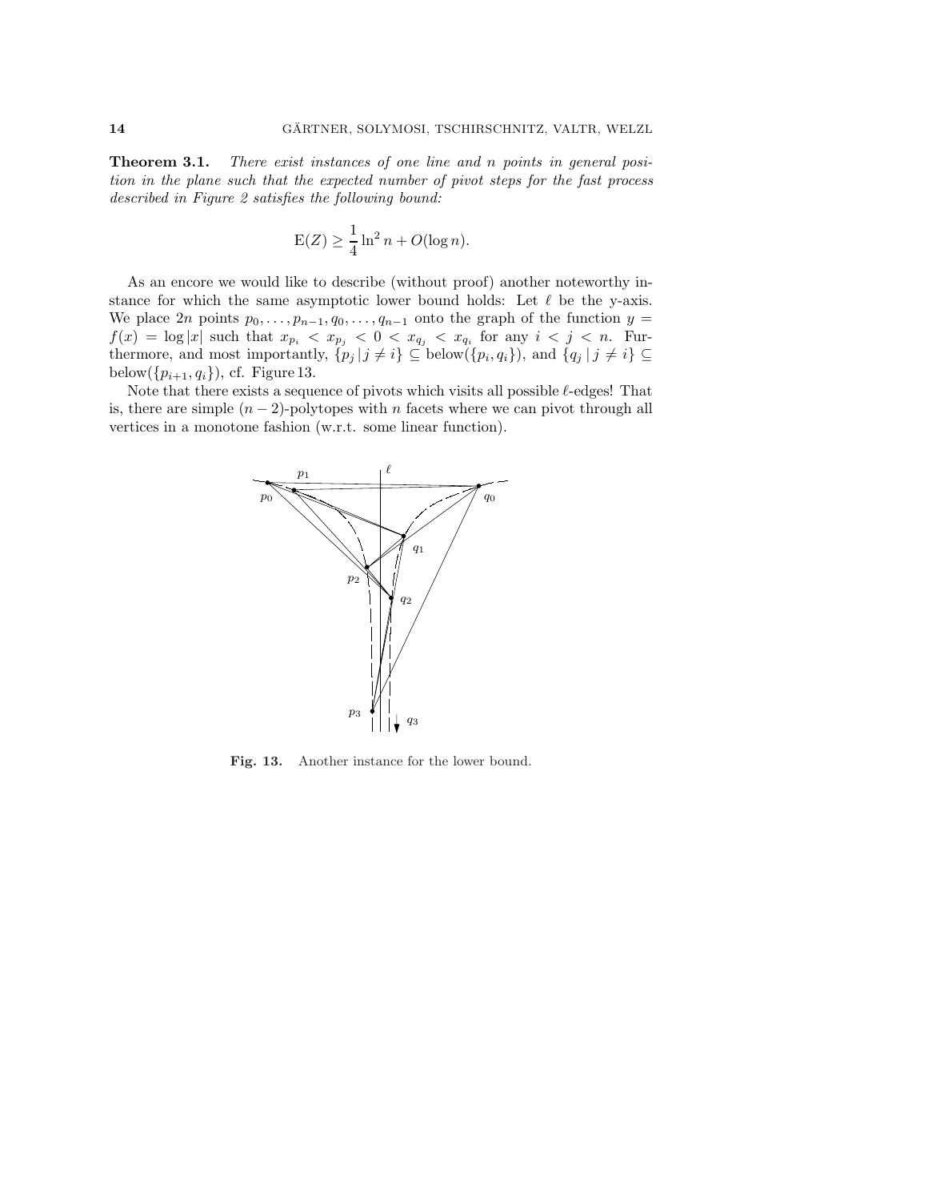**Theorem 3.1.** *There exist instances of one line and $n$ points in general position in the plane such that the expected number of pivot steps for the fast process described in Figure 2 satisfies the following bound:*

$$\mathrm{E}(Z) \geq \frac{1}{4}\ln^2 n + O(\log n).$$

As an encore we would like to describe (without proof) another noteworthy instance for which the same asymptotic lower bound holds: Let $\ell$ be the y-axis. We place $2n$ points $p_0, \ldots, p_{n-1}, q_0, \ldots, q_{n-1}$ onto the graph of the function $y = f(x) = \log|x|$ such that $x_{p_i} < x_{p_j} < 0 < x_{q_j} < x_{q_i}$ for any $i < j < n$. Furthermore, and most importantly, $\{p_j \,|\, j \neq i\} \subseteq \mathrm{below}(\{p_i, q_i\})$, and $\{q_j \,|\, j \neq i\} \subseteq \mathrm{below}(\{p_{i+1}, q_i\})$, cf. Figure 13.

Note that there exists a sequence of pivots which visits all possible $\ell$-edges! That is, there are simple $(n-2)$-polytopes with $n$ facets where we can pivot through all vertices in a monotone fashion (w.r.t. some linear function).

**Fig. 13.** Another instance for the lower bound.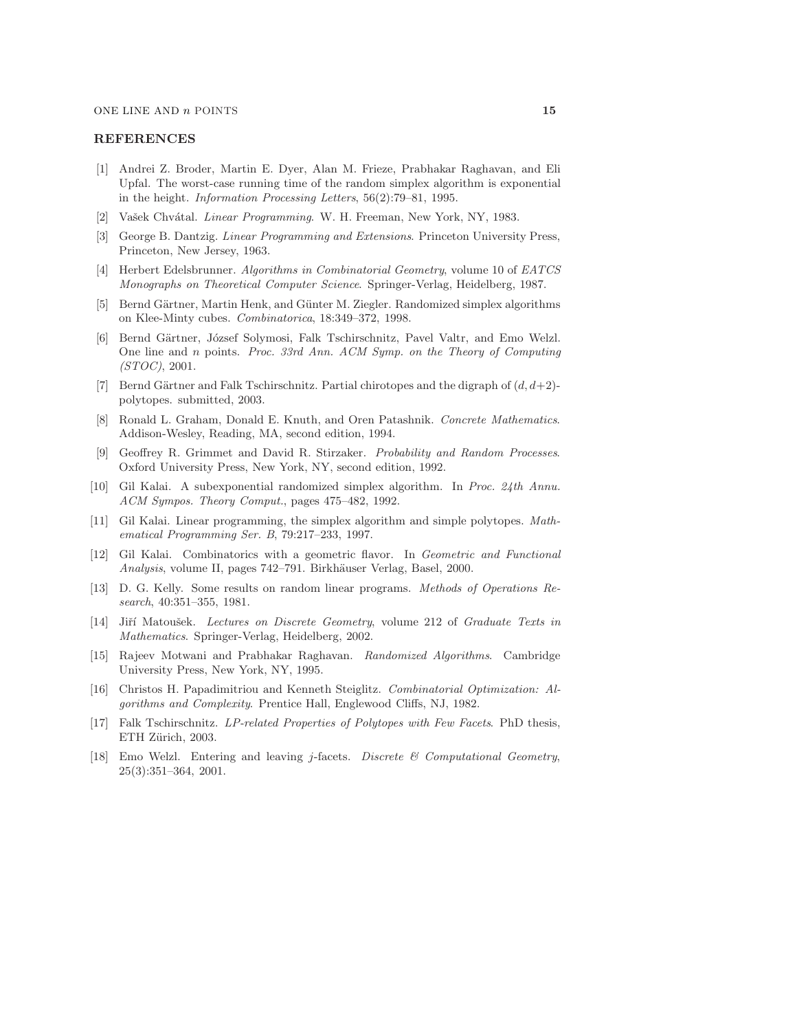## REFERENCES

[1] Andrei Z. Broder, Martin E. Dyer, Alan M. Frieze, Prabhakar Raghavan, and Eli Upfal. The worst-case running time of the random simplex algorithm is exponential in the height. *Information Processing Letters*, 56(2):79–81, 1995.

[2] Vašek Chvátal. *Linear Programming*. W. H. Freeman, New York, NY, 1983.

[3] George B. Dantzig. *Linear Programming and Extensions*. Princeton University Press, Princeton, New Jersey, 1963.

[4] Herbert Edelsbrunner. *Algorithms in Combinatorial Geometry*, volume 10 of *EATCS Monographs on Theoretical Computer Science*. Springer-Verlag, Heidelberg, 1987.

[5] Bernd Gärtner, Martin Henk, and Günter M. Ziegler. Randomized simplex algorithms on Klee-Minty cubes. *Combinatorica*, 18:349–372, 1998.

[6] Bernd Gärtner, József Solymosi, Falk Tschirschnitz, Pavel Valtr, and Emo Welzl. One line and $n$ points. *Proc. 33rd Ann. ACM Symp. on the Theory of Computing (STOC)*, 2001.

[7] Bernd Gärtner and Falk Tschirschnitz. Partial chirotopes and the digraph of $(d, d+2)$-polytopes. submitted, 2003.

[8] Ronald L. Graham, Donald E. Knuth, and Oren Patashnik. *Concrete Mathematics*. Addison-Wesley, Reading, MA, second edition, 1994.

[9] Geoffrey R. Grimmet and David R. Stirzaker. *Probability and Random Processes*. Oxford University Press, New York, NY, second edition, 1992.

[10] Gil Kalai. A subexponential randomized simplex algorithm. In *Proc. 24th Annu. ACM Sympos. Theory Comput.*, pages 475–482, 1992.

[11] Gil Kalai. Linear programming, the simplex algorithm and simple polytopes. *Mathematical Programming Ser. B*, 79:217–233, 1997.

[12] Gil Kalai. Combinatorics with a geometric flavor. In *Geometric and Functional Analysis*, volume II, pages 742–791. Birkhäuser Verlag, Basel, 2000.

[13] D. G. Kelly. Some results on random linear programs. *Methods of Operations Research*, 40:351–355, 1981.

[14] Jiří Matoušek. *Lectures on Discrete Geometry*, volume 212 of *Graduate Texts in Mathematics*. Springer-Verlag, Heidelberg, 2002.

[15] Rajeev Motwani and Prabhakar Raghavan. *Randomized Algorithms*. Cambridge University Press, New York, NY, 1995.

[16] Christos H. Papadimitriou and Kenneth Steiglitz. *Combinatorial Optimization: Algorithms and Complexity*. Prentice Hall, Englewood Cliffs, NJ, 1982.

[17] Falk Tschirschnitz. *LP-related Properties of Polytopes with Few Facets*. PhD thesis, ETH Zürich, 2003.

[18] Emo Welzl. Entering and leaving $j$-facets. *Discrete & Computational Geometry*, 25(3):351–364, 2001.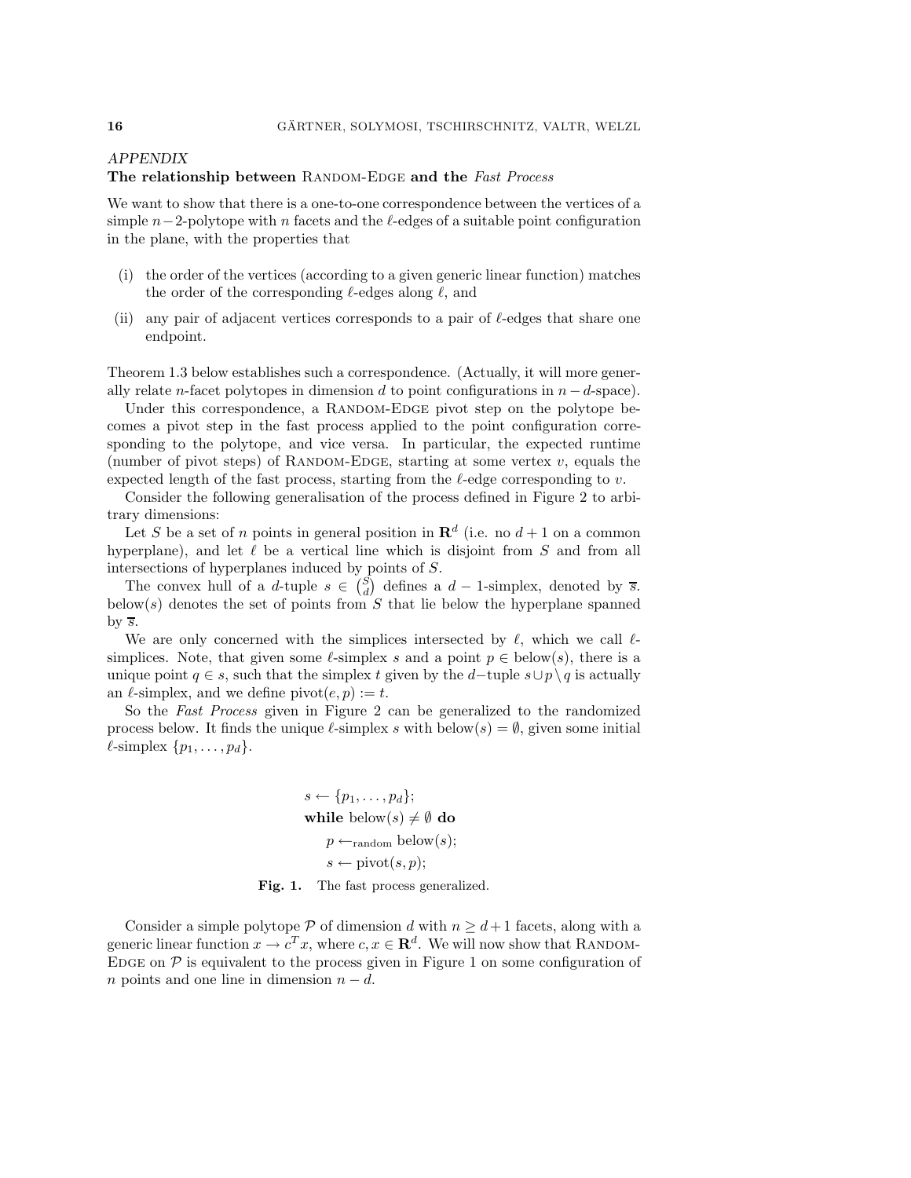*APPENDIX*

**The relationship between** RANDOM-EDGE **and the** ***Fast Process***

We want to show that there is a one-to-one correspondence between the vertices of a simple $n-2$-polytope with $n$ facets and the $\ell$-edges of a suitable point configuration in the plane, with the properties that

(i) the order of the vertices (according to a given generic linear function) matches the order of the corresponding $\ell$-edges along $\ell$, and

(ii) any pair of adjacent vertices corresponds to a pair of $\ell$-edges that share one endpoint.

Theorem 1.3 below establishes such a correspondence. (Actually, it will more generally relate $n$-facet polytopes in dimension $d$ to point configurations in $n-d$-space).

Under this correspondence, a RANDOM-EDGE pivot step on the polytope becomes a pivot step in the fast process applied to the point configuration corresponding to the polytope, and vice versa. In particular, the expected runtime (number of pivot steps) of RANDOM-EDGE, starting at some vertex $v$, equals the expected length of the fast process, starting from the $\ell$-edge corresponding to $v$.

Consider the following generalisation of the process defined in Figure 2 to arbitrary dimensions:

Let $S$ be a set of $n$ points in general position in $\mathbf{R}^d$ (i.e. no $d+1$ on a common hyperplane), and let $\ell$ be a vertical line which is disjoint from $S$ and from all intersections of hyperplanes induced by points of $S$.

The convex hull of a $d$-tuple $s \in \binom{S}{d}$ defines a $d-1$-simplex, denoted by $\overline{s}$. below($s$) denotes the set of points from $S$ that lie below the hyperplane spanned by $\overline{s}$.

We are only concerned with the simplices intersected by $\ell$, which we call $\ell$-simplices. Note, that given some $\ell$-simplex $s$ and a point $p \in$ below($s$), there is a unique point $q \in s$, such that the simplex $t$ given by the $d-$tuple $s \cup p \setminus q$ is actually an $\ell$-simplex, and we define pivot$(e,p) := t$.

So the *Fast Process* given in Figure 2 can be generalized to the randomized process below. It finds the unique $\ell$-simplex $s$ with below$(s) = \emptyset$, given some initial $\ell$-simplex $\{p_1, \ldots, p_d\}$.

$$
\begin{array}{l}
s \leftarrow \{p_1, \ldots, p_d\}; \\
\textbf{while } \text{below}(s) \neq \emptyset \textbf{ do} \\
\quad p \leftarrow_{\text{random}} \text{below}(s); \\
\quad s \leftarrow \text{pivot}(s, p);
\end{array}
$$

**Fig. 1.** The fast process generalized.

Consider a simple polytope $\mathcal{P}$ of dimension $d$ with $n \geq d+1$ facets, along with a generic linear function $x \to c^T x$, where $c, x \in \mathbf{R}^d$. We will now show that RANDOM-EDGE on $\mathcal{P}$ is equivalent to the process given in Figure 1 on some configuration of $n$ points and one line in dimension $n-d$.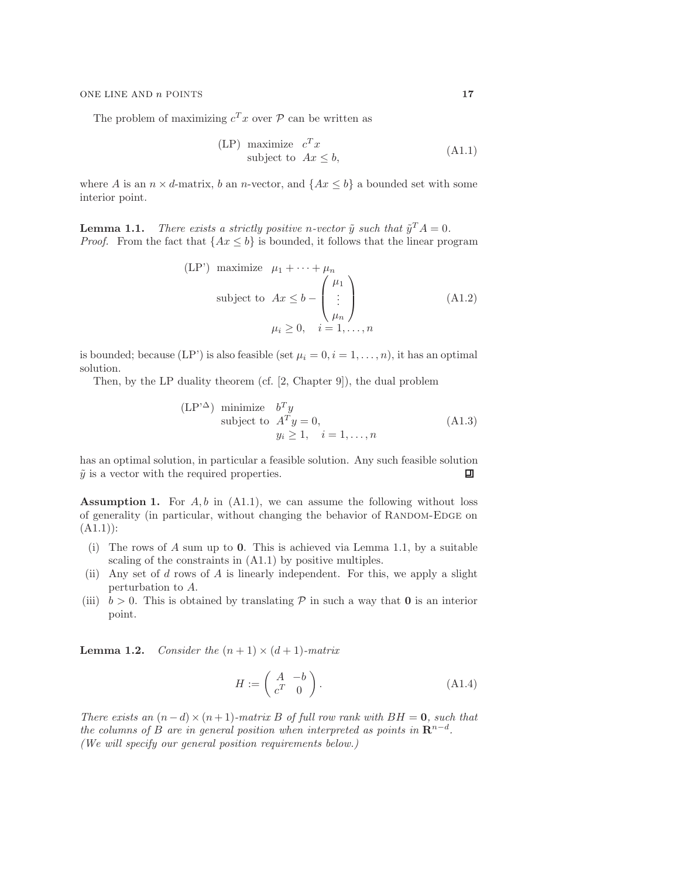The problem of maximizing $c^T x$ over $\mathcal{P}$ can be written as

$$
\begin{array}{ll}
\text{(LP)} & \text{maximize} \quad c^T x \\
 & \text{subject to} \quad Ax \le b,
\end{array}
\tag{A1.1}
$$

where $A$ is an $n \times d$-matrix, $b$ an $n$-vector, and $\{Ax \le b\}$ a bounded set with some interior point.

**Lemma 1.1.** *There exists a strictly positive $n$-vector $\tilde{y}$ such that $\tilde{y}^T A = 0$.*
*Proof.* From the fact that $\{Ax \le b\}$ is bounded, it follows that the linear program

$$
\begin{array}{ll}
\text{(LP')} & \text{maximize} \quad \mu_1 + \cdots + \mu_n \\
 & \text{subject to} \quad Ax \le b - \begin{pmatrix} \mu_1 \\ \vdots \\ \mu_n \end{pmatrix} \\
 & \qquad\qquad \mu_i \ge 0, \quad i = 1, \ldots, n
\end{array}
\tag{A1.2}
$$

is bounded; because (LP') is also feasible (set $\mu_i = 0, i = 1, \ldots, n$), it has an optimal solution.

Then, by the LP duality theorem (cf. [2, Chapter 9]), the dual problem

$$
\begin{array}{ll}
(\text{LP'}^{\Delta}) & \text{minimize} \quad b^T y \\
 & \text{subject to} \quad A^T y = 0, \\
 & \qquad\qquad y_i \ge 1, \quad i = 1, \ldots, n
\end{array}
\tag{A1.3}
$$

has an optimal solution, in particular a feasible solution. Any such feasible solution $\tilde{y}$ is a vector with the required properties. ∎

**Assumption 1.** For $A, b$ in (A1.1), we can assume the following without loss of generality (in particular, without changing the behavior of Random-Edge on (A1.1)):

(i) The rows of $A$ sum up to $\mathbf{0}$. This is achieved via Lemma 1.1, by a suitable scaling of the constraints in (A1.1) by positive multiples.

(ii) Any set of $d$ rows of $A$ is linearly independent. For this, we apply a slight perturbation to $A$.

(iii) $b > 0$. This is obtained by translating $\mathcal{P}$ in such a way that $\mathbf{0}$ is an interior point.

**Lemma 1.2.** *Consider the $(n+1) \times (d+1)$-matrix*

$$
H := \begin{pmatrix} A & -b \\ c^T & 0 \end{pmatrix}.
\tag{A1.4}
$$

*There exists an $(n-d) \times (n+1)$-matrix $B$ of full row rank with $BH = \mathbf{0}$, such that the columns of $B$ are in general position when interpreted as points in $\mathbf{R}^{n-d}$. (We will specify our general position requirements below.)*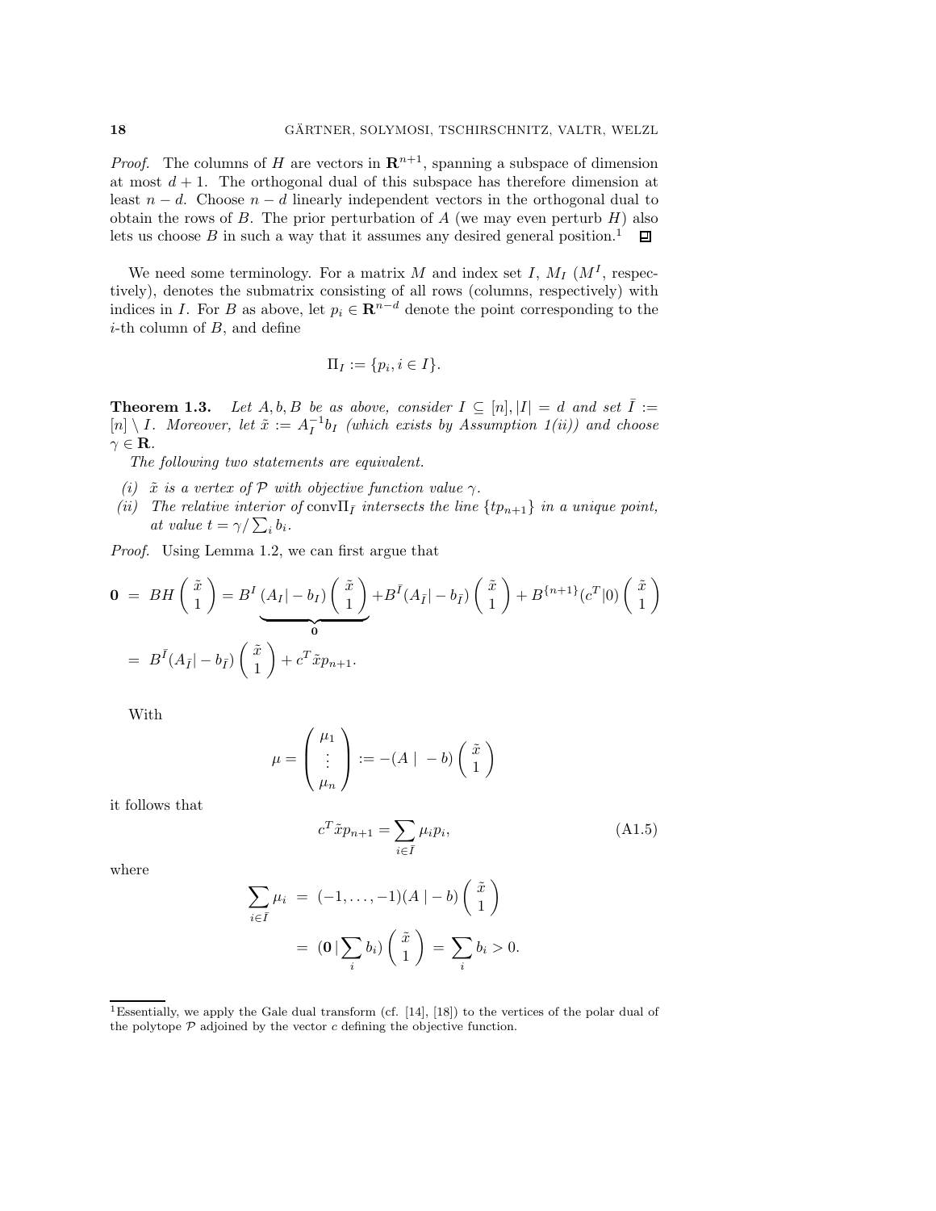*Proof.* The columns of $H$ are vectors in $\mathbf{R}^{n+1}$, spanning a subspace of dimension at most $d+1$. The orthogonal dual of this subspace has therefore dimension at least $n-d$. Choose $n-d$ linearly independent vectors in the orthogonal dual to obtain the rows of $B$. The prior perturbation of $A$ (we may even perturb $H$) also lets us choose $B$ in such a way that it assumes any desired general position.[1] ◻

We need some terminology. For a matrix $M$ and index set $I$, $M_I$ ($M^I$, respectively), denotes the submatrix consisting of all rows (columns, respectively) with indices in $I$. For $B$ as above, let $p_i \in \mathbf{R}^{n-d}$ denote the point corresponding to the $i$-th column of $B$, and define

$$\Pi_I := \{p_i, i \in I\}.$$

**Theorem 1.3.** *Let $A, b, B$ be as above, consider $I \subseteq [n], |I| = d$ and set $\bar{I} := [n] \setminus I$. Moreover, let $\tilde{x} := A_I^{-1} b_I$ (which exists by Assumption 1(ii)) and choose $\gamma \in \mathbf{R}$.*

*The following two statements are equivalent.*

- *(i) $\tilde{x}$ is a vertex of $\mathcal{P}$ with objective function value $\gamma$.*
- *(ii) The relative interior of $\mathrm{conv}\Pi_{\bar{I}}$ intersects the line $\{tp_{n+1}\}$ in a unique point, at value $t = \gamma / \sum_i b_i$.*

*Proof.* Using Lemma 1.2, we can first argue that

$$\begin{aligned}
\mathbf{0} \; &= \; BH \begin{pmatrix} \tilde{x} \\ 1 \end{pmatrix} = B^I \underbrace{(A_I | -b_I) \begin{pmatrix} \tilde{x} \\ 1 \end{pmatrix}}_{\mathbf{0}} + B^{\bar{I}} (A_{\bar{I}} | -b_{\bar{I}}) \begin{pmatrix} \tilde{x} \\ 1 \end{pmatrix} + B^{\{n+1\}} (c^T | 0) \begin{pmatrix} \tilde{x} \\ 1 \end{pmatrix} \\
&= \; B^{\bar{I}} (A_{\bar{I}} | -b_{\bar{I}}) \begin{pmatrix} \tilde{x} \\ 1 \end{pmatrix} + c^T \tilde{x} p_{n+1}.
\end{aligned}$$

With

$$\mu = \begin{pmatrix} \mu_1 \\ \vdots \\ \mu_n \end{pmatrix} := -(A \mid -b) \begin{pmatrix} \tilde{x} \\ 1 \end{pmatrix}$$

it follows that

$$c^T \tilde{x} p_{n+1} = \sum_{i \in \bar{I}} \mu_i p_i, \tag{A1.5}$$

where

$$\begin{aligned}
\sum_{i \in \bar{I}} \mu_i \; &= \; (-1, \ldots, -1)(A \mid -b) \begin{pmatrix} \tilde{x} \\ 1 \end{pmatrix} \\
&= \; (\mathbf{0} \mid \sum_i b_i) \begin{pmatrix} \tilde{x} \\ 1 \end{pmatrix} \; = \; \sum_i b_i > 0.
\end{aligned}$$

[1] Essentially, we apply the Gale dual transform (cf. [14], [18]) to the vertices of the polar dual of the polytope $\mathcal{P}$ adjoined by the vector $c$ defining the objective function.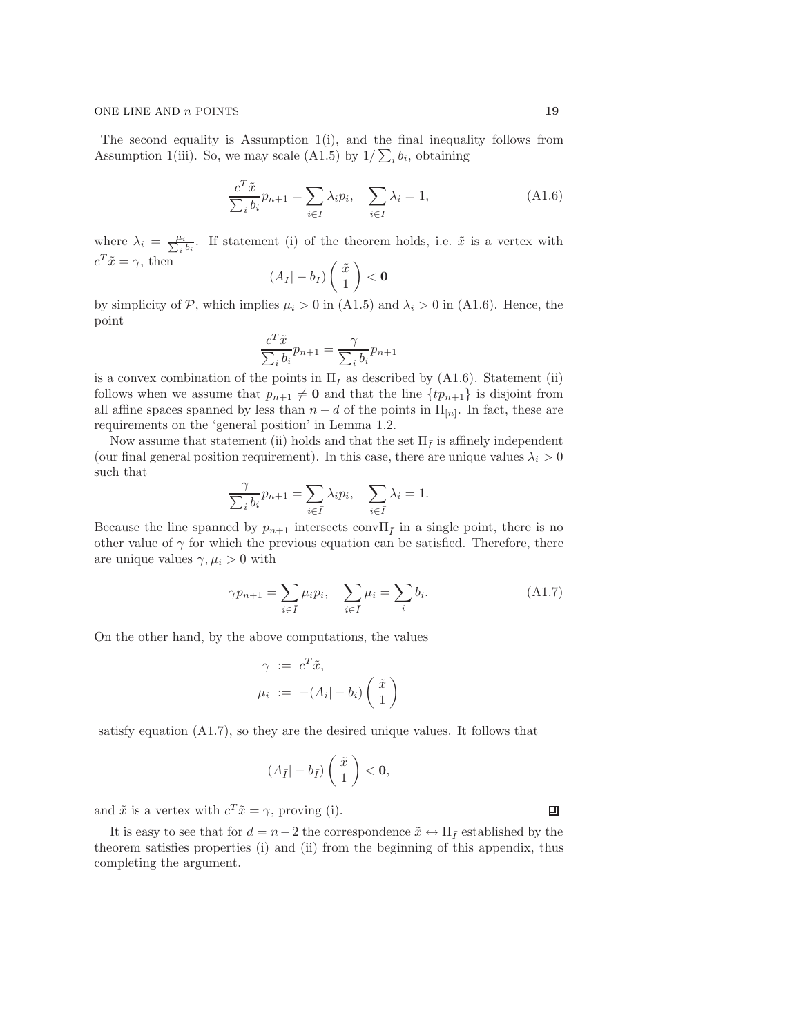The second equality is Assumption 1(i), and the final inequality follows from Assumption 1(iii). So, we may scale (A1.5) by $1/\sum_i b_i$, obtaining

$$\frac{c^T\tilde{x}}{\sum_i b_i}p_{n+1} = \sum_{i\in\bar{I}} \lambda_i p_i, \quad \sum_{i\in\bar{I}} \lambda_i = 1, \tag{A1.6}$$

where $\lambda_i = \frac{\mu_i}{\sum_i b_i}$. If statement (i) of the theorem holds, i.e. $\tilde{x}$ is a vertex with $c^T\tilde{x} = \gamma$, then

$$(A_{\bar{I}}| - b_{\bar{I}}) \begin{pmatrix} \tilde{x} \\ 1 \end{pmatrix} < \mathbf{0}$$

by simplicity of $\mathcal{P}$, which implies $\mu_i > 0$ in (A1.5) and $\lambda_i > 0$ in (A1.6). Hence, the point

$$\frac{c^T\tilde{x}}{\sum_i b_i}p_{n+1} = \frac{\gamma}{\sum_i b_i}p_{n+1}$$

is a convex combination of the points in $\Pi_{\bar{I}}$ as described by (A1.6). Statement (ii) follows when we assume that $p_{n+1} \neq \mathbf{0}$ and that the line $\{tp_{n+1}\}$ is disjoint from all affine spaces spanned by less than $n-d$ of the points in $\Pi_{[n]}$. In fact, these are requirements on the 'general position' in Lemma 1.2.

Now assume that statement (ii) holds and that the set $\Pi_{\bar{I}}$ is affinely independent (our final general position requirement). In this case, there are unique values $\lambda_i > 0$ such that

$$\frac{\gamma}{\sum_i b_i}p_{n+1} = \sum_{i\in\bar{I}} \lambda_i p_i, \quad \sum_{i\in\bar{I}} \lambda_i = 1.$$

Because the line spanned by $p_{n+1}$ intersects $\text{conv}\Pi_{\bar{I}}$ in a single point, there is no other value of $\gamma$ for which the previous equation can be satisfied. Therefore, there are unique values $\gamma, \mu_i > 0$ with

$$\gamma p_{n+1} = \sum_{i\in\bar{I}} \mu_i p_i, \quad \sum_{i\in\bar{I}} \mu_i = \sum_i b_i. \tag{A1.7}$$

On the other hand, by the above computations, the values

$$\begin{aligned} \gamma &:= c^T\tilde{x}, \\ \mu_i &:= -(A_i| - b_i) \begin{pmatrix} \tilde{x} \\ 1 \end{pmatrix} \end{aligned}$$

satisfy equation (A1.7), so they are the desired unique values. It follows that

$$(A_{\bar{I}}| - b_{\bar{I}}) \begin{pmatrix} \tilde{x} \\ 1 \end{pmatrix} < \mathbf{0},$$

and $\tilde{x}$ is a vertex with $c^T\tilde{x} = \gamma$, proving (i). ◻

It is easy to see that for $d = n-2$ the correspondence $\tilde{x} \leftrightarrow \Pi_{\bar{I}}$ established by the theorem satisfies properties (i) and (ii) from the beginning of this appendix, thus completing the argument.